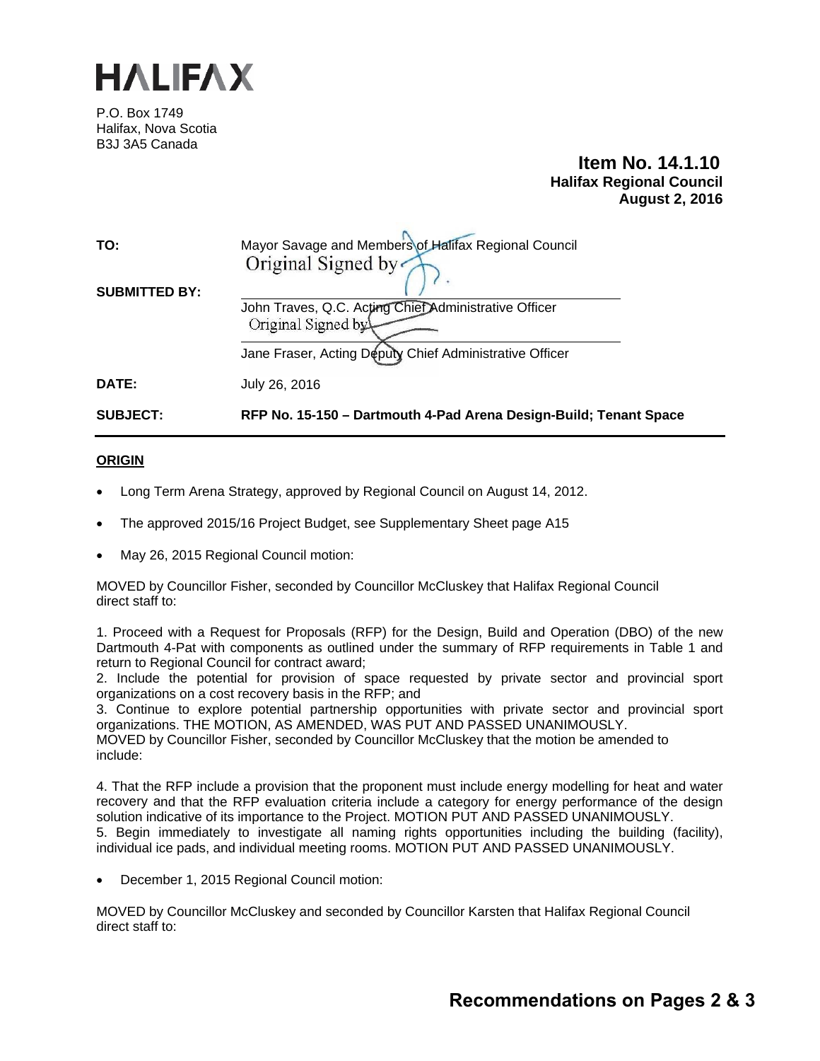# HALIFAX

P.O. Box 1749
Halifax, Nova Scotia
B3J 3A5 Canada

**Item No. 14.1.10**
**Halifax Regional Council**
**August 2, 2016**

| | |
|---|---|
| **TO:** | Mayor Savage and Members of Halifax Regional Council |
| **SUBMITTED BY:** | Original Signed by<br>John Traves, Q.C. Acting Chief Administrative Officer<br>Original Signed by<br>Jane Fraser, Acting Deputy Chief Administrative Officer |
| **DATE:** | July 26, 2016 |
| **SUBJECT:** | **RFP No. 15-150 – Dartmouth 4-Pad Arena Design-Build; Tenant Space** |

## ORIGIN

- Long Term Arena Strategy, approved by Regional Council on August 14, 2012.
- The approved 2015/16 Project Budget, see Supplementary Sheet page A15
- May 26, 2015 Regional Council motion:

MOVED by Councillor Fisher, seconded by Councillor McCluskey that Halifax Regional Council direct staff to:

1. Proceed with a Request for Proposals (RFP) for the Design, Build and Operation (DBO) of the new Dartmouth 4-Pat with components as outlined under the summary of RFP requirements in Table 1 and return to Regional Council for contract award;
2. Include the potential for provision of space requested by private sector and provincial sport organizations on a cost recovery basis in the RFP; and
3. Continue to explore potential partnership opportunities with private sector and provincial sport organizations. THE MOTION, AS AMENDED, WAS PUT AND PASSED UNANIMOUSLY.

MOVED by Councillor Fisher, seconded by Councillor McCluskey that the motion be amended to include:

4. That the RFP include a provision that the proponent must include energy modelling for heat and water recovery and that the RFP evaluation criteria include a category for energy performance of the design solution indicative of its importance to the Project. MOTION PUT AND PASSED UNANIMOUSLY.
5. Begin immediately to investigate all naming rights opportunities including the building (facility), individual ice pads, and individual meeting rooms. MOTION PUT AND PASSED UNANIMOUSLY.

- December 1, 2015 Regional Council motion:

MOVED by Councillor McCluskey and seconded by Councillor Karsten that Halifax Regional Council direct staff to:

**Recommendations on Pages 2 & 3**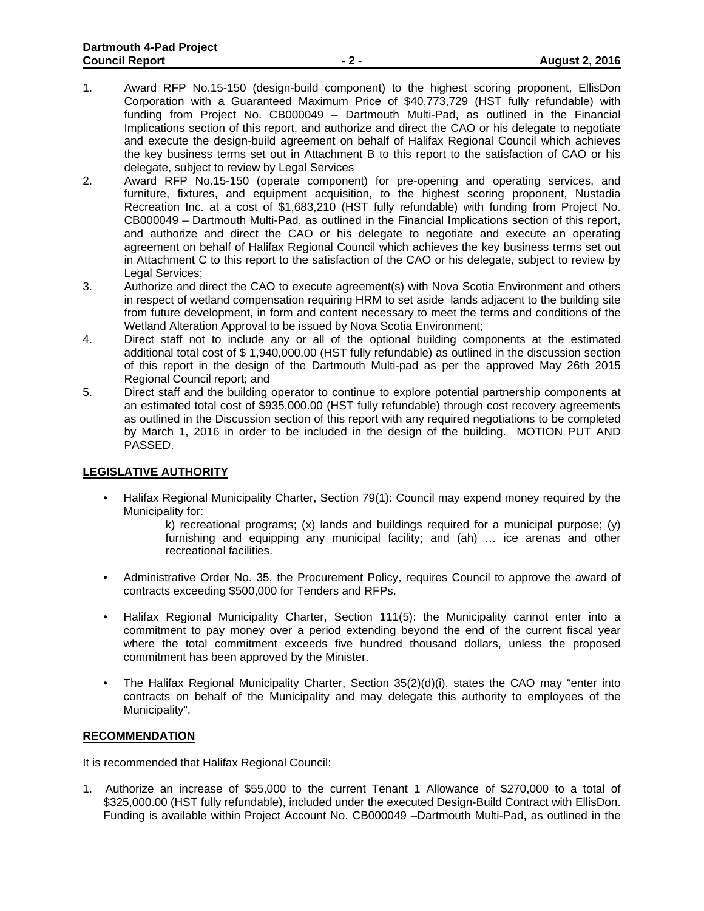1. Award RFP No.15-150 (design-build component) to the highest scoring proponent, EllisDon Corporation with a Guaranteed Maximum Price of $40,773,729 (HST fully refundable) with funding from Project No. CB000049 – Dartmouth Multi-Pad, as outlined in the Financial Implications section of this report, and authorize and direct the CAO or his delegate to negotiate and execute the design-build agreement on behalf of Halifax Regional Council which achieves the key business terms set out in Attachment B to this report to the satisfaction of CAO or his delegate, subject to review by Legal Services
2. Award RFP No.15-150 (operate component) for pre-opening and operating services, and furniture, fixtures, and equipment acquisition, to the highest scoring proponent, Nustadia Recreation Inc. at a cost of $1,683,210 (HST fully refundable) with funding from Project No. CB000049 – Dartmouth Multi-Pad, as outlined in the Financial Implications section of this report, and authorize and direct the CAO or his delegate to negotiate and execute an operating agreement on behalf of Halifax Regional Council which achieves the key business terms set out in Attachment C to this report to the satisfaction of the CAO or his delegate, subject to review by Legal Services;
3. Authorize and direct the CAO to execute agreement(s) with Nova Scotia Environment and others in respect of wetland compensation requiring HRM to set aside lands adjacent to the building site from future development, in form and content necessary to meet the terms and conditions of the Wetland Alteration Approval to be issued by Nova Scotia Environment;
4. Direct staff not to include any or all of the optional building components at the estimated additional total cost of $ 1,940,000.00 (HST fully refundable) as outlined in the discussion section of this report in the design of the Dartmouth Multi-pad as per the approved May 26th 2015 Regional Council report; and
5. Direct staff and the building operator to continue to explore potential partnership components at an estimated total cost of $935,000.00 (HST fully refundable) through cost recovery agreements as outlined in the Discussion section of this report with any required negotiations to be completed by March 1, 2016 in order to be included in the design of the building. MOTION PUT AND PASSED.

## LEGISLATIVE AUTHORITY

- Halifax Regional Municipality Charter, Section 79(1): Council may expend money required by the Municipality for:

  k) recreational programs; (x) lands and buildings required for a municipal purpose; (y) furnishing and equipping any municipal facility; and (ah) … ice arenas and other recreational facilities.

- Administrative Order No. 35, the Procurement Policy, requires Council to approve the award of contracts exceeding $500,000 for Tenders and RFPs.

- Halifax Regional Municipality Charter, Section 111(5): the Municipality cannot enter into a commitment to pay money over a period extending beyond the end of the current fiscal year where the total commitment exceeds five hundred thousand dollars, unless the proposed commitment has been approved by the Minister.

- The Halifax Regional Municipality Charter, Section 35(2)(d)(i), states the CAO may "enter into contracts on behalf of the Municipality and may delegate this authority to employees of the Municipality".

## RECOMMENDATION

It is recommended that Halifax Regional Council:

1. Authorize an increase of $55,000 to the current Tenant 1 Allowance of $270,000 to a total of $325,000.00 (HST fully refundable), included under the executed Design-Build Contract with EllisDon. Funding is available within Project Account No. CB000049 –Dartmouth Multi-Pad, as outlined in the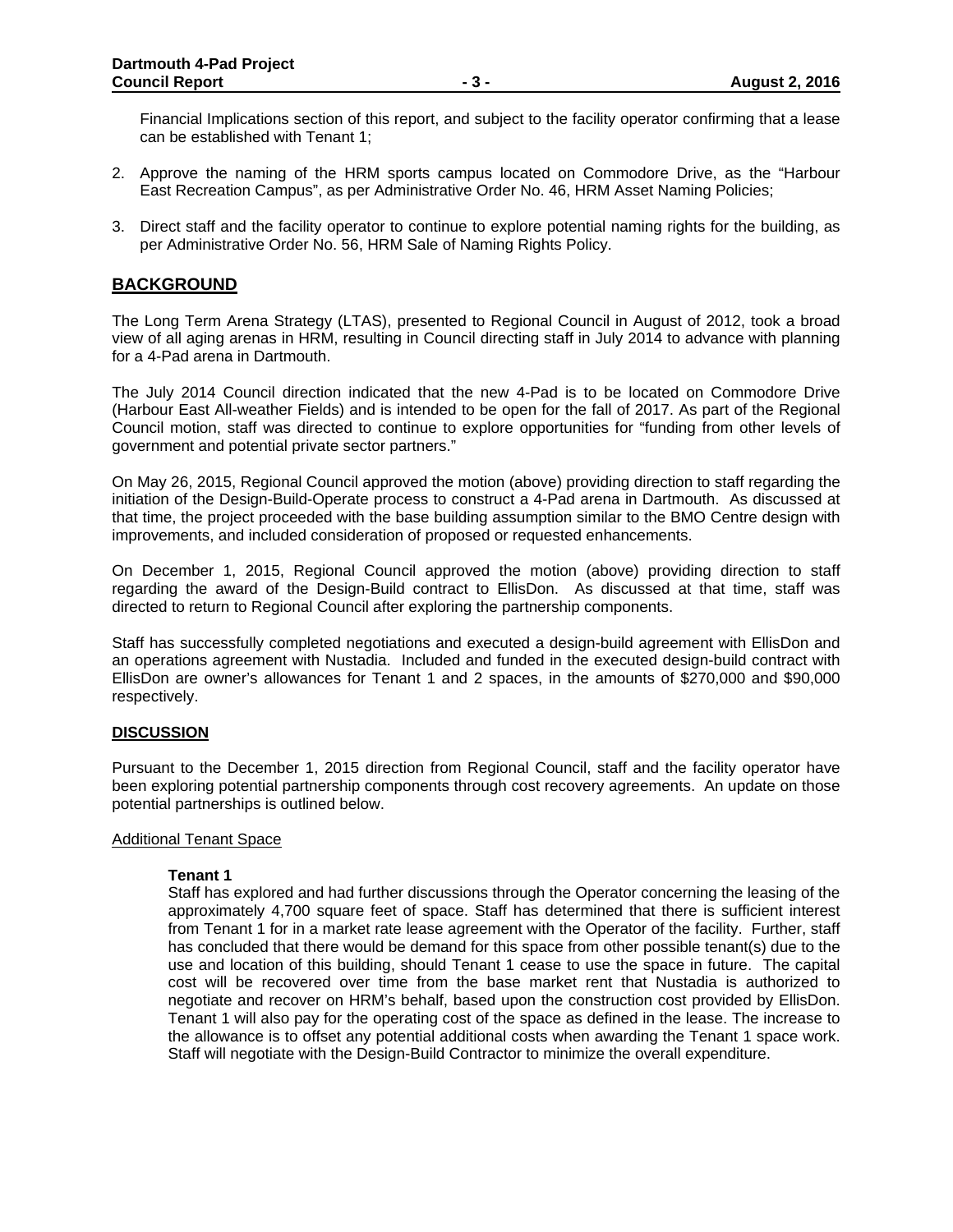Financial Implications section of this report, and subject to the facility operator confirming that a lease can be established with Tenant 1;

2. Approve the naming of the HRM sports campus located on Commodore Drive, as the "Harbour East Recreation Campus", as per Administrative Order No. 46, HRM Asset Naming Policies;

3. Direct staff and the facility operator to continue to explore potential naming rights for the building, as per Administrative Order No. 56, HRM Sale of Naming Rights Policy.

## BACKGROUND

The Long Term Arena Strategy (LTAS), presented to Regional Council in August of 2012, took a broad view of all aging arenas in HRM, resulting in Council directing staff in July 2014 to advance with planning for a 4-Pad arena in Dartmouth.

The July 2014 Council direction indicated that the new 4-Pad is to be located on Commodore Drive (Harbour East All-weather Fields) and is intended to be open for the fall of 2017. As part of the Regional Council motion, staff was directed to continue to explore opportunities for "funding from other levels of government and potential private sector partners."

On May 26, 2015, Regional Council approved the motion (above) providing direction to staff regarding the initiation of the Design-Build-Operate process to construct a 4-Pad arena in Dartmouth. As discussed at that time, the project proceeded with the base building assumption similar to the BMO Centre design with improvements, and included consideration of proposed or requested enhancements.

On December 1, 2015, Regional Council approved the motion (above) providing direction to staff regarding the award of the Design-Build contract to EllisDon. As discussed at that time, staff was directed to return to Regional Council after exploring the partnership components.

Staff has successfully completed negotiations and executed a design-build agreement with EllisDon and an operations agreement with Nustadia. Included and funded in the executed design-build contract with EllisDon are owner's allowances for Tenant 1 and 2 spaces, in the amounts of $270,000 and $90,000 respectively.

## DISCUSSION

Pursuant to the December 1, 2015 direction from Regional Council, staff and the facility operator have been exploring potential partnership components through cost recovery agreements. An update on those potential partnerships is outlined below.

### Additional Tenant Space

**Tenant 1**

Staff has explored and had further discussions through the Operator concerning the leasing of the approximately 4,700 square feet of space. Staff has determined that there is sufficient interest from Tenant 1 for in a market rate lease agreement with the Operator of the facility. Further, staff has concluded that there would be demand for this space from other possible tenant(s) due to the use and location of this building, should Tenant 1 cease to use the space in future. The capital cost will be recovered over time from the base market rent that Nustadia is authorized to negotiate and recover on HRM's behalf, based upon the construction cost provided by EllisDon. Tenant 1 will also pay for the operating cost of the space as defined in the lease. The increase to the allowance is to offset any potential additional costs when awarding the Tenant 1 space work. Staff will negotiate with the Design-Build Contractor to minimize the overall expenditure.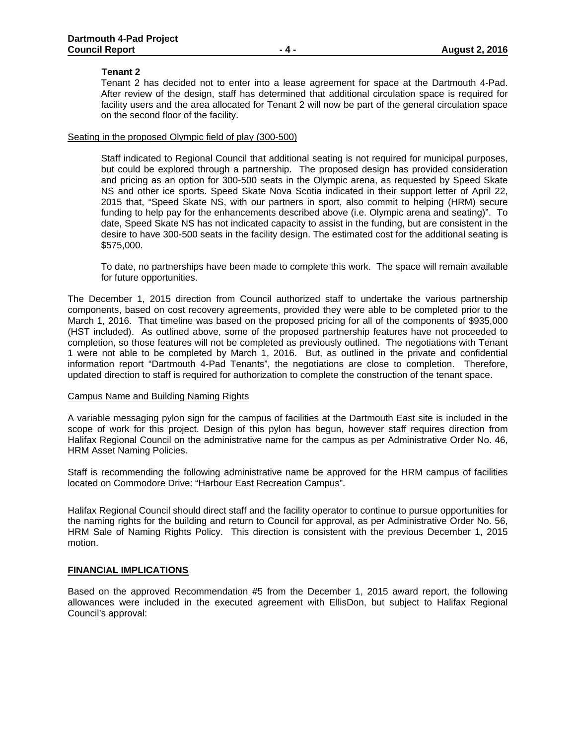**Tenant 2**

Tenant 2 has decided not to enter into a lease agreement for space at the Dartmouth 4-Pad. After review of the design, staff has determined that additional circulation space is required for facility users and the area allocated for Tenant 2 will now be part of the general circulation space on the second floor of the facility.

Seating in the proposed Olympic field of play (300-500)

Staff indicated to Regional Council that additional seating is not required for municipal purposes, but could be explored through a partnership. The proposed design has provided consideration and pricing as an option for 300-500 seats in the Olympic arena, as requested by Speed Skate NS and other ice sports. Speed Skate Nova Scotia indicated in their support letter of April 22, 2015 that, "Speed Skate NS, with our partners in sport, also commit to helping (HRM) secure funding to help pay for the enhancements described above (i.e. Olympic arena and seating)". To date, Speed Skate NS has not indicated capacity to assist in the funding, but are consistent in the desire to have 300-500 seats in the facility design. The estimated cost for the additional seating is $575,000.

To date, no partnerships have been made to complete this work. The space will remain available for future opportunities.

The December 1, 2015 direction from Council authorized staff to undertake the various partnership components, based on cost recovery agreements, provided they were able to be completed prior to the March 1, 2016. That timeline was based on the proposed pricing for all of the components of $935,000 (HST included). As outlined above, some of the proposed partnership features have not proceeded to completion, so those features will not be completed as previously outlined. The negotiations with Tenant 1 were not able to be completed by March 1, 2016. But, as outlined in the private and confidential information report "Dartmouth 4-Pad Tenants", the negotiations are close to completion. Therefore, updated direction to staff is required for authorization to complete the construction of the tenant space.

Campus Name and Building Naming Rights

A variable messaging pylon sign for the campus of facilities at the Dartmouth East site is included in the scope of work for this project. Design of this pylon has begun, however staff requires direction from Halifax Regional Council on the administrative name for the campus as per Administrative Order No. 46, HRM Asset Naming Policies.

Staff is recommending the following administrative name be approved for the HRM campus of facilities located on Commodore Drive: "Harbour East Recreation Campus".

Halifax Regional Council should direct staff and the facility operator to continue to pursue opportunities for the naming rights for the building and return to Council for approval, as per Administrative Order No. 56, HRM Sale of Naming Rights Policy. This direction is consistent with the previous December 1, 2015 motion.

## FINANCIAL IMPLICATIONS

Based on the approved Recommendation #5 from the December 1, 2015 award report, the following allowances were included in the executed agreement with EllisDon, but subject to Halifax Regional Council's approval: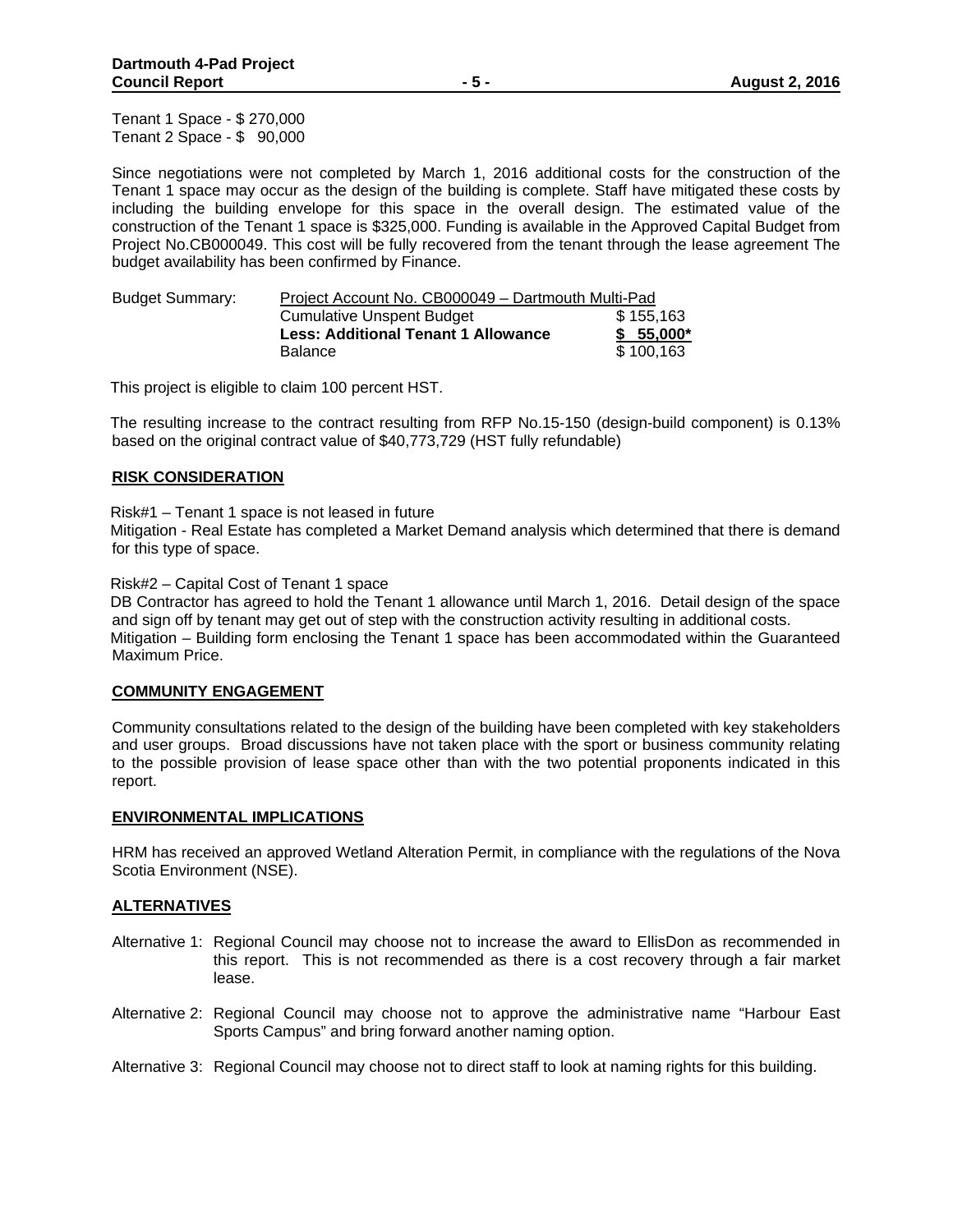Tenant 1 Space - $ 270,000
Tenant 2 Space - $ 90,000

Since negotiations were not completed by March 1, 2016 additional costs for the construction of the Tenant 1 space may occur as the design of the building is complete. Staff have mitigated these costs by including the building envelope for this space in the overall design. The estimated value of the construction of the Tenant 1 space is $325,000. Funding is available in the Approved Capital Budget from Project No.CB000049. This cost will be fully recovered from the tenant through the lease agreement The budget availability has been confirmed by Finance.

| Budget Summary: | Project Account No. CB000049 – Dartmouth Multi-Pad | |
|---|---|---|
| | Cumulative Unspent Budget | $ 155,163 |
| | **Less: Additional Tenant 1 Allowance** | **$ 55,000*** |
| | Balance | $ 100,163 |

This project is eligible to claim 100 percent HST.

The resulting increase to the contract resulting from RFP No.15-150 (design-build component) is 0.13% based on the original contract value of $40,773,729 (HST fully refundable)

## RISK CONSIDERATION

Risk#1 – Tenant 1 space is not leased in future
Mitigation - Real Estate has completed a Market Demand analysis which determined that there is demand for this type of space.

Risk#2 – Capital Cost of Tenant 1 space
DB Contractor has agreed to hold the Tenant 1 allowance until March 1, 2016. Detail design of the space and sign off by tenant may get out of step with the construction activity resulting in additional costs.
Mitigation – Building form enclosing the Tenant 1 space has been accommodated within the Guaranteed Maximum Price.

## COMMUNITY ENGAGEMENT

Community consultations related to the design of the building have been completed with key stakeholders and user groups. Broad discussions have not taken place with the sport or business community relating to the possible provision of lease space other than with the two potential proponents indicated in this report.

## ENVIRONMENTAL IMPLICATIONS

HRM has received an approved Wetland Alteration Permit, in compliance with the regulations of the Nova Scotia Environment (NSE).

## ALTERNATIVES

Alternative 1: Regional Council may choose not to increase the award to EllisDon as recommended in this report. This is not recommended as there is a cost recovery through a fair market lease.

Alternative 2: Regional Council may choose not to approve the administrative name "Harbour East Sports Campus" and bring forward another naming option.

Alternative 3: Regional Council may choose not to direct staff to look at naming rights for this building.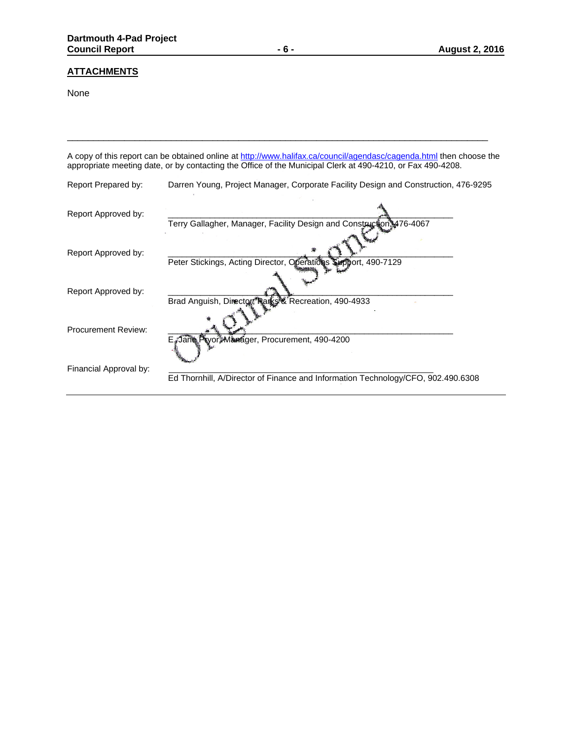## ATTACHMENTS

None

---

A copy of this report can be obtained online at http://www.halifax.ca/council/agendasc/cagenda.html then choose the appropriate meeting date, or by contacting the Office of the Municipal Clerk at 490-4210, or Fax 490-4208.

Report Prepared by: Darren Young, Project Manager, Corporate Facility Design and Construction, 476-9295

Report Approved by: Terry Gallagher, Manager, Facility Design and Construction, 476-4067

Report Approved by: Peter Stickings, Acting Director, Operations Support, 490-7129

Report Approved by: Brad Anguish, Director, Parks & Recreation, 490-4933

Procurement Review: E. Jane Pryor, Manager, Procurement, 490-4200

Financial Approval by: Ed Thornhill, A/Director of Finance and Information Technology/CFO, 902.490.6308

Original Signed